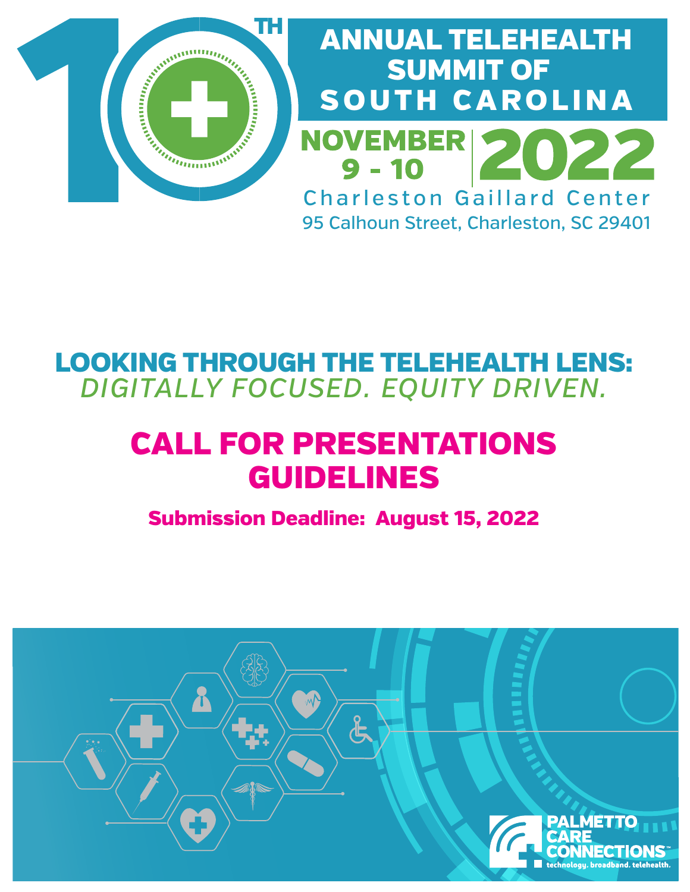# 10TH ANNUAL TELEHEALTH SUMMIT OF SOUTH CAROLINA

**NOVEMBER 9 - 10 2022**

Charleston Gaillard Center

95 Calhoun Street, Charleston, SC 29401

## LOOKING THROUGH THE TELEHEALTH LENS: *DIGITALLY FOCUSED. EQUITY DRIVEN.*

# CALL FOR PRESENTATIONS GUIDELINES

**Submission Deadline: August 15, 2022**

PALMETTO CARE CONNECTIONS™

technology. broadband. telehealth.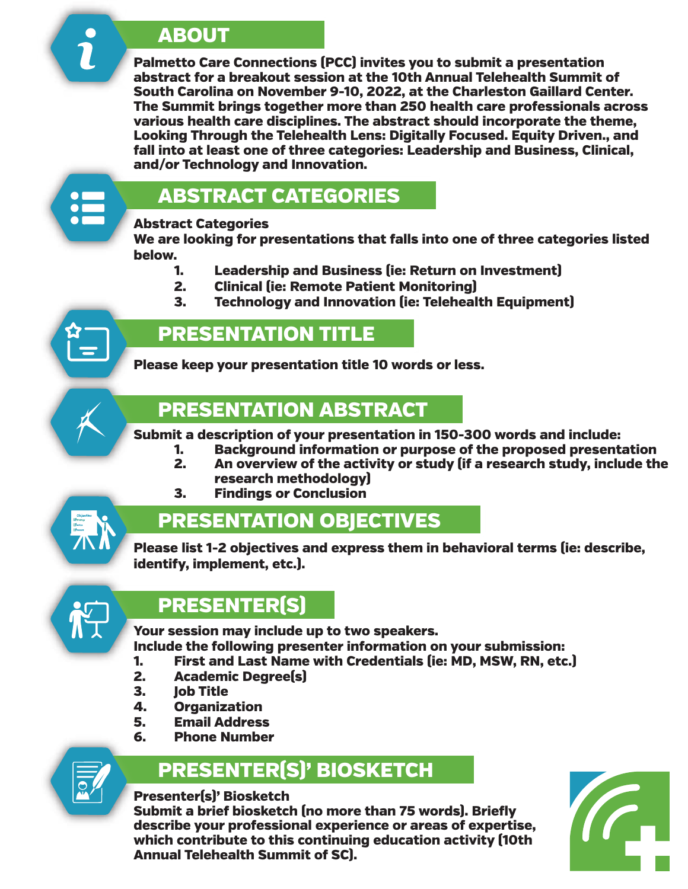## ABOUT

Palmetto Care Connections (PCC) invites you to submit a presentation abstract for a breakout session at the 10th Annual Telehealth Summit of South Carolina on November 9-10, 2022, at the Charleston Gaillard Center. The Summit brings together more than 250 health care professionals across various health care disciplines. The abstract should incorporate the theme, Looking Through the Telehealth Lens: Digitally Focused. Equity Driven., and fall into at least one of three categories: Leadership and Business, Clinical, and/or Technology and Innovation.

## ABSTRACT CATEGORIES

**Abstract Categories**

We are looking for presentations that falls into one of three categories listed below.

1. Leadership and Business (ie: Return on Investment)
2. Clinical (ie: Remote Patient Monitoring)
3. Technology and Innovation (ie: Telehealth Equipment)

## PRESENTATION TITLE

Please keep your presentation title 10 words or less.

## PRESENTATION ABSTRACT

Submit a description of your presentation in 150-300 words and include:

1. Background information or purpose of the proposed presentation
2. An overview of the activity or study (if a research study, include the research methodology)
3. Findings or Conclusion

## PRESENTATION OBJECTIVES

Please list 1-2 objectives and express them in behavioral terms (ie: describe, identify, implement, etc.).

## PRESENTER(S)

Your session may include up to two speakers.

Include the following presenter information on your submission:

1. First and Last Name with Credentials (ie: MD, MSW, RN, etc.)
2. Academic Degree(s)
3. Job Title
4. Organization
5. Email Address
6. Phone Number

## PRESENTER(S)' BIOSKETCH

**Presenter(s)' Biosketch**

Submit a brief biosketch (no more than 75 words). Briefly describe your professional experience or areas of expertise, which contribute to this continuing education activity (10th Annual Telehealth Summit of SC).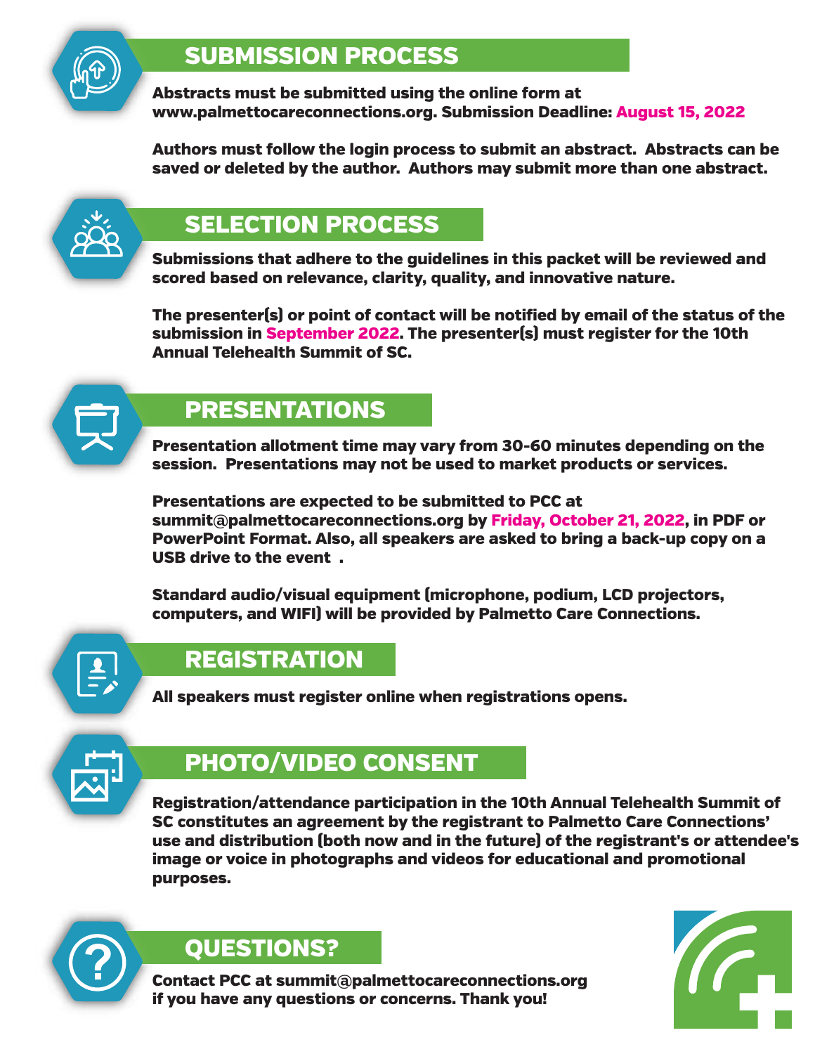## SUBMISSION PROCESS

**Abstracts must be submitted using the online form at www.palmettocareconnections.org. Submission Deadline: August 15, 2022**

**Authors must follow the login process to submit an abstract. Abstracts can be saved or deleted by the author. Authors may submit more than one abstract.**

## SELECTION PROCESS

**Submissions that adhere to the guidelines in this packet will be reviewed and scored based on relevance, clarity, quality, and innovative nature.**

**The presenter(s) or point of contact will be notified by email of the status of the submission in September 2022. The presenter(s) must register for the 10th Annual Telehealth Summit of SC.**

## PRESENTATIONS

**Presentation allotment time may vary from 30-60 minutes depending on the session. Presentations may not be used to market products or services.**

**Presentations are expected to be submitted to PCC at summit@palmettocareconnections.org by Friday, October 21, 2022, in PDF or PowerPoint Format. Also, all speakers are asked to bring a back-up copy on a USB drive to the event .**

**Standard audio/visual equipment (microphone, podium, LCD projectors, computers, and WIFI) will be provided by Palmetto Care Connections.**

## REGISTRATION

**All speakers must register online when registrations opens.**

## PHOTO/VIDEO CONSENT

**Registration/attendance participation in the 10th Annual Telehealth Summit of SC constitutes an agreement by the registrant to Palmetto Care Connections' use and distribution (both now and in the future) of the registrant's or attendee's image or voice in photographs and videos for educational and promotional purposes.**

## QUESTIONS?

**Contact PCC at summit@palmettocareconnections.org if you have any questions or concerns. Thank you!**